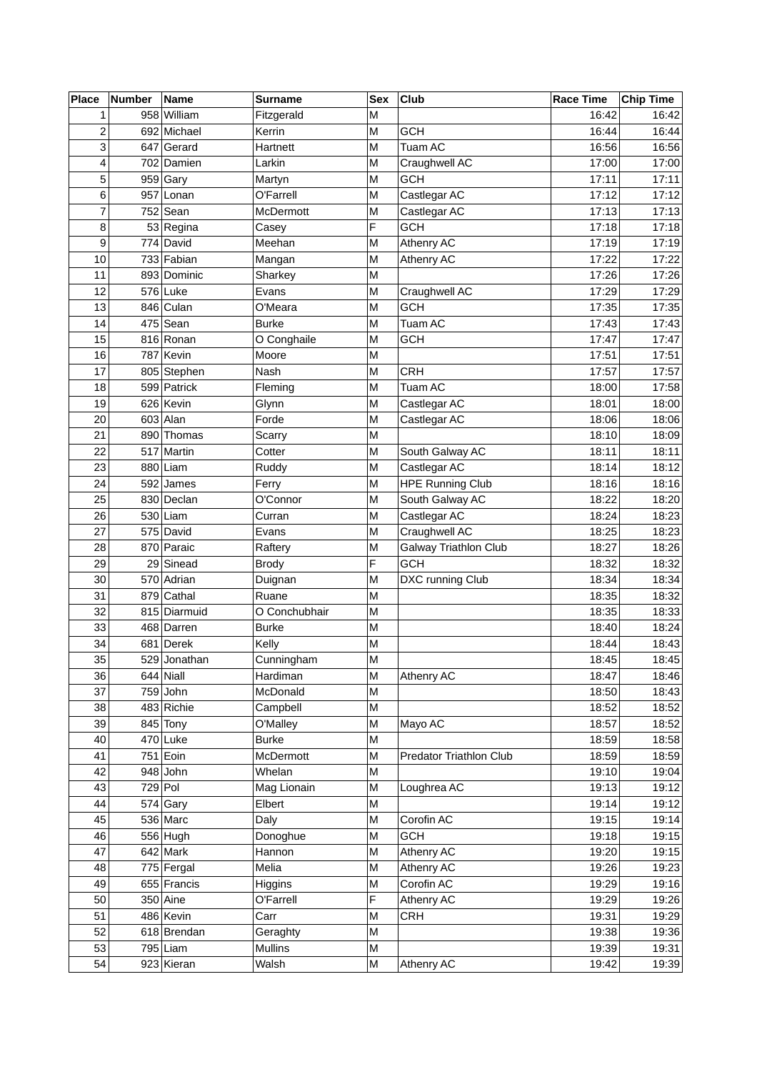| Place | Number | Name | Surname | Sex | Club | Race Time | Chip Time |
|---|---|---|---|---|---|---|---|
| 1 | 958 | William | Fitzgerald | M | | 16:42 | 16:42 |
| 2 | 692 | Michael | Kerrin | M | GCH | 16:44 | 16:44 |
| 3 | 647 | Gerard | Hartnett | M | Tuam AC | 16:56 | 16:56 |
| 4 | 702 | Damien | Larkin | M | Craughwell AC | 17:00 | 17:00 |
| 5 | 959 | Gary | Martyn | M | GCH | 17:11 | 17:11 |
| 6 | 957 | Lonan | O'Farrell | M | Castlegar AC | 17:12 | 17:12 |
| 7 | 752 | Sean | McDermott | M | Castlegar AC | 17:13 | 17:13 |
| 8 | 53 | Regina | Casey | F | GCH | 17:18 | 17:18 |
| 9 | 774 | David | Meehan | M | Athenry AC | 17:19 | 17:19 |
| 10 | 733 | Fabian | Mangan | M | Athenry AC | 17:22 | 17:22 |
| 11 | 893 | Dominic | Sharkey | M | | 17:26 | 17:26 |
| 12 | 576 | Luke | Evans | M | Craughwell AC | 17:29 | 17:29 |
| 13 | 846 | Culan | O'Meara | M | GCH | 17:35 | 17:35 |
| 14 | 475 | Sean | Burke | M | Tuam AC | 17:43 | 17:43 |
| 15 | 816 | Ronan | O Conghaile | M | GCH | 17:47 | 17:47 |
| 16 | 787 | Kevin | Moore | M | | 17:51 | 17:51 |
| 17 | 805 | Stephen | Nash | M | CRH | 17:57 | 17:57 |
| 18 | 599 | Patrick | Fleming | M | Tuam AC | 18:00 | 17:58 |
| 19 | 626 | Kevin | Glynn | M | Castlegar AC | 18:01 | 18:00 |
| 20 | 603 | Alan | Forde | M | Castlegar AC | 18:06 | 18:06 |
| 21 | 890 | Thomas | Scarry | M | | 18:10 | 18:09 |
| 22 | 517 | Martin | Cotter | M | South Galway AC | 18:11 | 18:11 |
| 23 | 880 | Liam | Ruddy | M | Castlegar AC | 18:14 | 18:12 |
| 24 | 592 | James | Ferry | M | HPE Running Club | 18:16 | 18:16 |
| 25 | 830 | Declan | O'Connor | M | South Galway AC | 18:22 | 18:20 |
| 26 | 530 | Liam | Curran | M | Castlegar AC | 18:24 | 18:23 |
| 27 | 575 | David | Evans | M | Craughwell AC | 18:25 | 18:23 |
| 28 | 870 | Paraic | Raftery | M | Galway Triathlon Club | 18:27 | 18:26 |
| 29 | 29 | Sinead | Brody | F | GCH | 18:32 | 18:32 |
| 30 | 570 | Adrian | Duignan | M | DXC running Club | 18:34 | 18:34 |
| 31 | 879 | Cathal | Ruane | M | | 18:35 | 18:32 |
| 32 | 815 | Diarmuid | O Conchubhair | M | | 18:35 | 18:33 |
| 33 | 468 | Darren | Burke | M | | 18:40 | 18:24 |
| 34 | 681 | Derek | Kelly | M | | 18:44 | 18:43 |
| 35 | 529 | Jonathan | Cunningham | M | | 18:45 | 18:45 |
| 36 | 644 | Niall | Hardiman | M | Athenry AC | 18:47 | 18:46 |
| 37 | 759 | John | McDonald | M | | 18:50 | 18:43 |
| 38 | 483 | Richie | Campbell | M | | 18:52 | 18:52 |
| 39 | 845 | Tony | O'Malley | M | Mayo AC | 18:57 | 18:52 |
| 40 | 470 | Luke | Burke | M | | 18:59 | 18:58 |
| 41 | 751 | Eoin | McDermott | M | Predator Triathlon Club | 18:59 | 18:59 |
| 42 | 948 | John | Whelan | M | | 19:10 | 19:04 |
| 43 | 729 | Pol | Mag Lionain | M | Loughrea AC | 19:13 | 19:12 |
| 44 | 574 | Gary | Elbert | M | | 19:14 | 19:12 |
| 45 | 536 | Marc | Daly | M | Corofin AC | 19:15 | 19:14 |
| 46 | 556 | Hugh | Donoghue | M | GCH | 19:18 | 19:15 |
| 47 | 642 | Mark | Hannon | M | Athenry AC | 19:20 | 19:15 |
| 48 | 775 | Fergal | Melia | M | Athenry AC | 19:26 | 19:23 |
| 49 | 655 | Francis | Higgins | M | Corofin AC | 19:29 | 19:16 |
| 50 | 350 | Aine | O'Farrell | F | Athenry AC | 19:29 | 19:26 |
| 51 | 486 | Kevin | Carr | M | CRH | 19:31 | 19:29 |
| 52 | 618 | Brendan | Geraghty | M | | 19:38 | 19:36 |
| 53 | 795 | Liam | Mullins | M | | 19:39 | 19:31 |
| 54 | 923 | Kieran | Walsh | M | Athenry AC | 19:42 | 19:39 |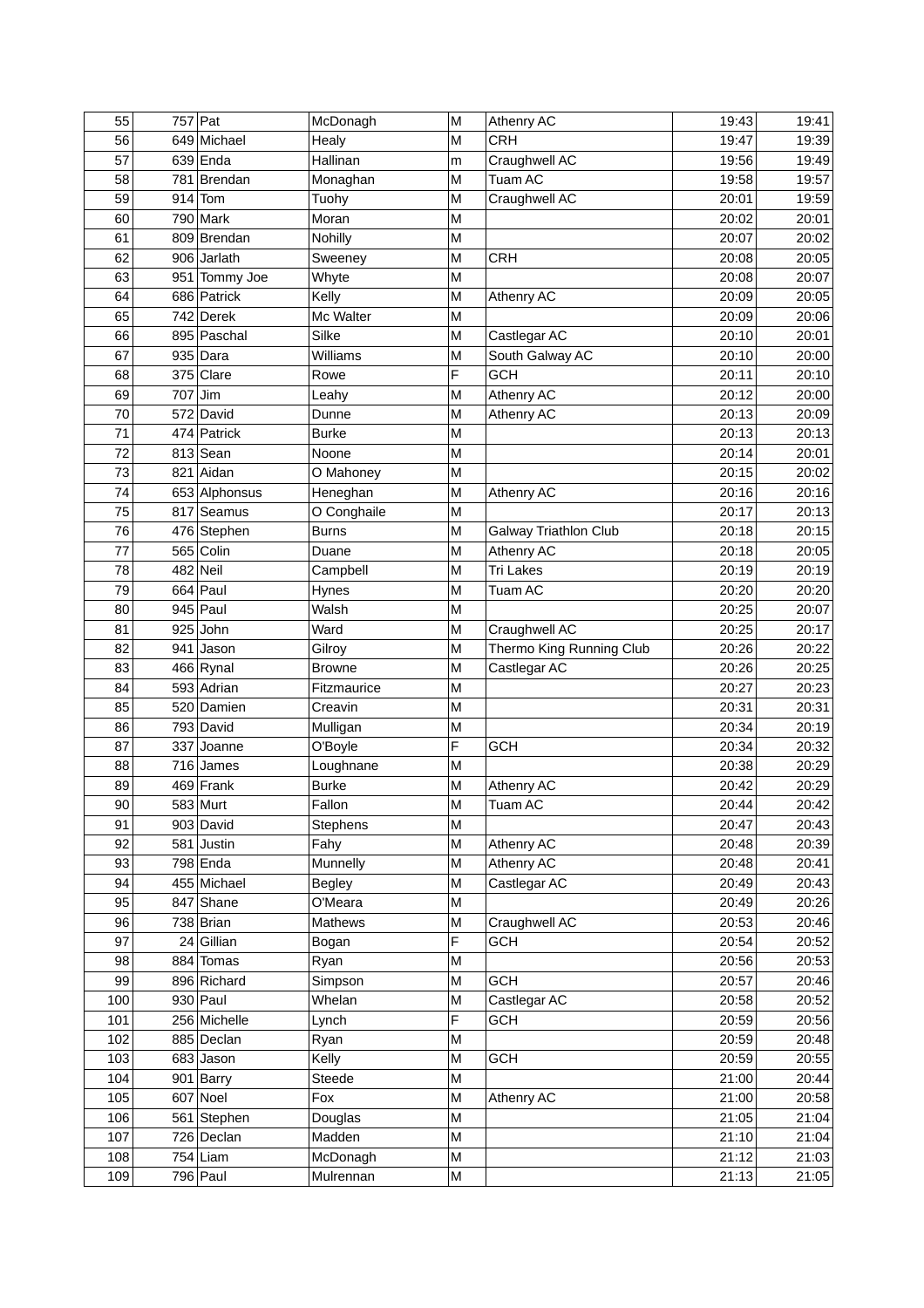| 55 | 757 | Pat | McDonagh | M | Athenry AC | 19:43 | 19:41 |
|---|---|---|---|---|---|---|---|
| 56 | 649 | Michael | Healy | M | CRH | 19:47 | 19:39 |
| 57 | 639 | Enda | Hallinan | m | Craughwell AC | 19:56 | 19:49 |
| 58 | 781 | Brendan | Monaghan | M | Tuam AC | 19:58 | 19:57 |
| 59 | 914 | Tom | Tuohy | M | Craughwell AC | 20:01 | 19:59 |
| 60 | 790 | Mark | Moran | M | | 20:02 | 20:01 |
| 61 | 809 | Brendan | Nohilly | M | | 20:07 | 20:02 |
| 62 | 906 | Jarlath | Sweeney | M | CRH | 20:08 | 20:05 |
| 63 | 951 | Tommy Joe | Whyte | M | | 20:08 | 20:07 |
| 64 | 686 | Patrick | Kelly | M | Athenry AC | 20:09 | 20:05 |
| 65 | 742 | Derek | Mc Walter | M | | 20:09 | 20:06 |
| 66 | 895 | Paschal | Silke | M | Castlegar AC | 20:10 | 20:01 |
| 67 | 935 | Dara | Williams | M | South Galway AC | 20:10 | 20:00 |
| 68 | 375 | Clare | Rowe | F | GCH | 20:11 | 20:10 |
| 69 | 707 | Jim | Leahy | M | Athenry AC | 20:12 | 20:00 |
| 70 | 572 | David | Dunne | M | Athenry AC | 20:13 | 20:09 |
| 71 | 474 | Patrick | Burke | M | | 20:13 | 20:13 |
| 72 | 813 | Sean | Noone | M | | 20:14 | 20:01 |
| 73 | 821 | Aidan | O Mahoney | M | | 20:15 | 20:02 |
| 74 | 653 | Alphonsus | Heneghan | M | Athenry AC | 20:16 | 20:16 |
| 75 | 817 | Seamus | O Conghaile | M | | 20:17 | 20:13 |
| 76 | 476 | Stephen | Burns | M | Galway Triathlon Club | 20:18 | 20:15 |
| 77 | 565 | Colin | Duane | M | Athenry AC | 20:18 | 20:05 |
| 78 | 482 | Neil | Campbell | M | Tri Lakes | 20:19 | 20:19 |
| 79 | 664 | Paul | Hynes | M | Tuam AC | 20:20 | 20:20 |
| 80 | 945 | Paul | Walsh | M | | 20:25 | 20:07 |
| 81 | 925 | John | Ward | M | Craughwell AC | 20:25 | 20:17 |
| 82 | 941 | Jason | Gilroy | M | Thermo King Running Club | 20:26 | 20:22 |
| 83 | 466 | Rynal | Browne | M | Castlegar AC | 20:26 | 20:25 |
| 84 | 593 | Adrian | Fitzmaurice | M | | 20:27 | 20:23 |
| 85 | 520 | Damien | Creavin | M | | 20:31 | 20:31 |
| 86 | 793 | David | Mulligan | M | | 20:34 | 20:19 |
| 87 | 337 | Joanne | O'Boyle | F | GCH | 20:34 | 20:32 |
| 88 | 716 | James | Loughnane | M | | 20:38 | 20:29 |
| 89 | 469 | Frank | Burke | M | Athenry AC | 20:42 | 20:29 |
| 90 | 583 | Murt | Fallon | M | Tuam AC | 20:44 | 20:42 |
| 91 | 903 | David | Stephens | M | | 20:47 | 20:43 |
| 92 | 581 | Justin | Fahy | M | Athenry AC | 20:48 | 20:39 |
| 93 | 798 | Enda | Munnelly | M | Athenry AC | 20:48 | 20:41 |
| 94 | 455 | Michael | Begley | M | Castlegar AC | 20:49 | 20:43 |
| 95 | 847 | Shane | O'Meara | M | | 20:49 | 20:26 |
| 96 | 738 | Brian | Mathews | M | Craughwell AC | 20:53 | 20:46 |
| 97 | 24 | Gillian | Bogan | F | GCH | 20:54 | 20:52 |
| 98 | 884 | Tomas | Ryan | M | | 20:56 | 20:53 |
| 99 | 896 | Richard | Simpson | M | GCH | 20:57 | 20:46 |
| 100 | 930 | Paul | Whelan | M | Castlegar AC | 20:58 | 20:52 |
| 101 | 256 | Michelle | Lynch | F | GCH | 20:59 | 20:56 |
| 102 | 885 | Declan | Ryan | M | | 20:59 | 20:48 |
| 103 | 683 | Jason | Kelly | M | GCH | 20:59 | 20:55 |
| 104 | 901 | Barry | Steede | M | | 21:00 | 20:44 |
| 105 | 607 | Noel | Fox | M | Athenry AC | 21:00 | 20:58 |
| 106 | 561 | Stephen | Douglas | M | | 21:05 | 21:04 |
| 107 | 726 | Declan | Madden | M | | 21:10 | 21:04 |
| 108 | 754 | Liam | McDonagh | M | | 21:12 | 21:03 |
| 109 | 796 | Paul | Mulrennan | M | | 21:13 | 21:05 |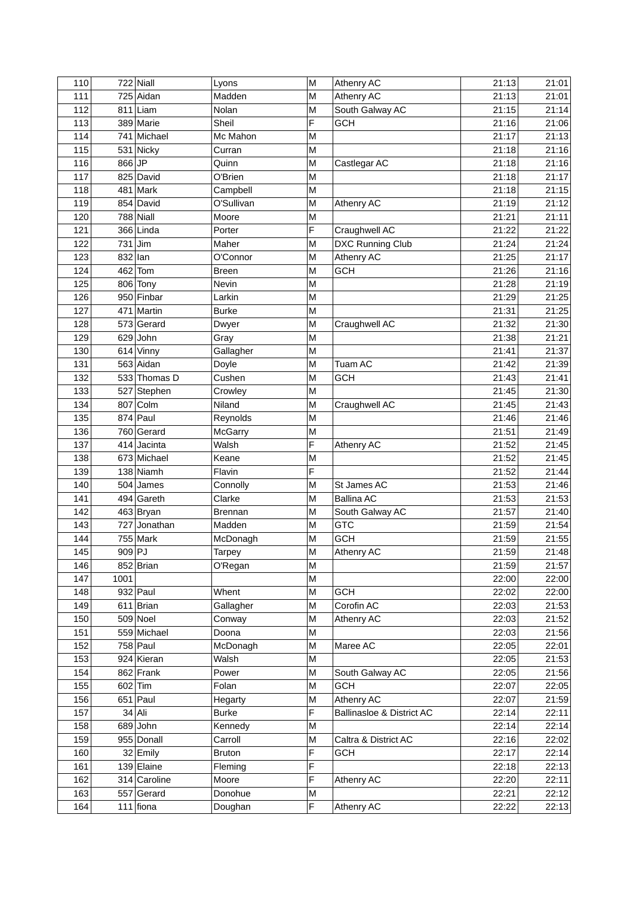| 110 | 722 | Niall | Lyons | M | Athenry AC | 21:13 | 21:01 |
|---|---|---|---|---|---|---|---|
| 111 | 725 | Aidan | Madden | M | Athenry AC | 21:13 | 21:01 |
| 112 | 811 | Liam | Nolan | M | South Galway AC | 21:15 | 21:14 |
| 113 | 389 | Marie | Sheil | F | GCH | 21:16 | 21:06 |
| 114 | 741 | Michael | Mc Mahon | M | | 21:17 | 21:13 |
| 115 | 531 | Nicky | Curran | M | | 21:18 | 21:16 |
| 116 | 866 | JP | Quinn | M | Castlegar AC | 21:18 | 21:16 |
| 117 | 825 | David | O'Brien | M | | 21:18 | 21:17 |
| 118 | 481 | Mark | Campbell | M | | 21:18 | 21:15 |
| 119 | 854 | David | O'Sullivan | M | Athenry AC | 21:19 | 21:12 |
| 120 | 788 | Niall | Moore | M | | 21:21 | 21:11 |
| 121 | 366 | Linda | Porter | F | Craughwell AC | 21:22 | 21:22 |
| 122 | 731 | Jim | Maher | M | DXC Running Club | 21:24 | 21:24 |
| 123 | 832 | Ian | O'Connor | M | Athenry AC | 21:25 | 21:17 |
| 124 | 462 | Tom | Breen | M | GCH | 21:26 | 21:16 |
| 125 | 806 | Tony | Nevin | M | | 21:28 | 21:19 |
| 126 | 950 | Finbar | Larkin | M | | 21:29 | 21:25 |
| 127 | 471 | Martin | Burke | M | | 21:31 | 21:25 |
| 128 | 573 | Gerard | Dwyer | M | Craughwell AC | 21:32 | 21:30 |
| 129 | 629 | John | Gray | M | | 21:38 | 21:21 |
| 130 | 614 | Vinny | Gallagher | M | | 21:41 | 21:37 |
| 131 | 563 | Aidan | Doyle | M | Tuam AC | 21:42 | 21:39 |
| 132 | 533 | Thomas D | Cushen | M | GCH | 21:43 | 21:41 |
| 133 | 527 | Stephen | Crowley | M | | 21:45 | 21:30 |
| 134 | 807 | Colm | Niland | M | Craughwell AC | 21:45 | 21:43 |
| 135 | 874 | Paul | Reynolds | M | | 21:46 | 21:46 |
| 136 | 760 | Gerard | McGarry | M | | 21:51 | 21:49 |
| 137 | 414 | Jacinta | Walsh | F | Athenry AC | 21:52 | 21:45 |
| 138 | 673 | Michael | Keane | M | | 21:52 | 21:45 |
| 139 | 138 | Niamh | Flavin | F | | 21:52 | 21:44 |
| 140 | 504 | James | Connolly | M | St James AC | 21:53 | 21:46 |
| 141 | 494 | Gareth | Clarke | M | Ballina AC | 21:53 | 21:53 |
| 142 | 463 | Bryan | Brennan | M | South Galway AC | 21:57 | 21:40 |
| 143 | 727 | Jonathan | Madden | M | GTC | 21:59 | 21:54 |
| 144 | 755 | Mark | McDonagh | M | GCH | 21:59 | 21:55 |
| 145 | 909 | PJ | Tarpey | M | Athenry AC | 21:59 | 21:48 |
| 146 | 852 | Brian | O'Regan | M | | 21:59 | 21:57 |
| 147 | 1001 | | | M | | 22:00 | 22:00 |
| 148 | 932 | Paul | Whent | M | GCH | 22:02 | 22:00 |
| 149 | 611 | Brian | Gallagher | M | Corofin AC | 22:03 | 21:53 |
| 150 | 509 | Noel | Conway | M | Athenry AC | 22:03 | 21:52 |
| 151 | 559 | Michael | Doona | M | | 22:03 | 21:56 |
| 152 | 758 | Paul | McDonagh | M | Maree AC | 22:05 | 22:01 |
| 153 | 924 | Kieran | Walsh | M | | 22:05 | 21:53 |
| 154 | 862 | Frank | Power | M | South Galway AC | 22:05 | 21:56 |
| 155 | 602 | Tim | Folan | M | GCH | 22:07 | 22:05 |
| 156 | 651 | Paul | Hegarty | M | Athenry AC | 22:07 | 21:59 |
| 157 | 34 | Ali | Burke | F | Ballinasloe & District AC | 22:14 | 22:11 |
| 158 | 689 | John | Kennedy | M | | 22:14 | 22:14 |
| 159 | 955 | Donall | Carroll | M | Caltra & District AC | 22:16 | 22:02 |
| 160 | 32 | Emily | Bruton | F | GCH | 22:17 | 22:14 |
| 161 | 139 | Elaine | Fleming | F | | 22:18 | 22:13 |
| 162 | 314 | Caroline | Moore | F | Athenry AC | 22:20 | 22:11 |
| 163 | 557 | Gerard | Donohue | M | | 22:21 | 22:12 |
| 164 | 111 | fiona | Doughan | F | Athenry AC | 22:22 | 22:13 |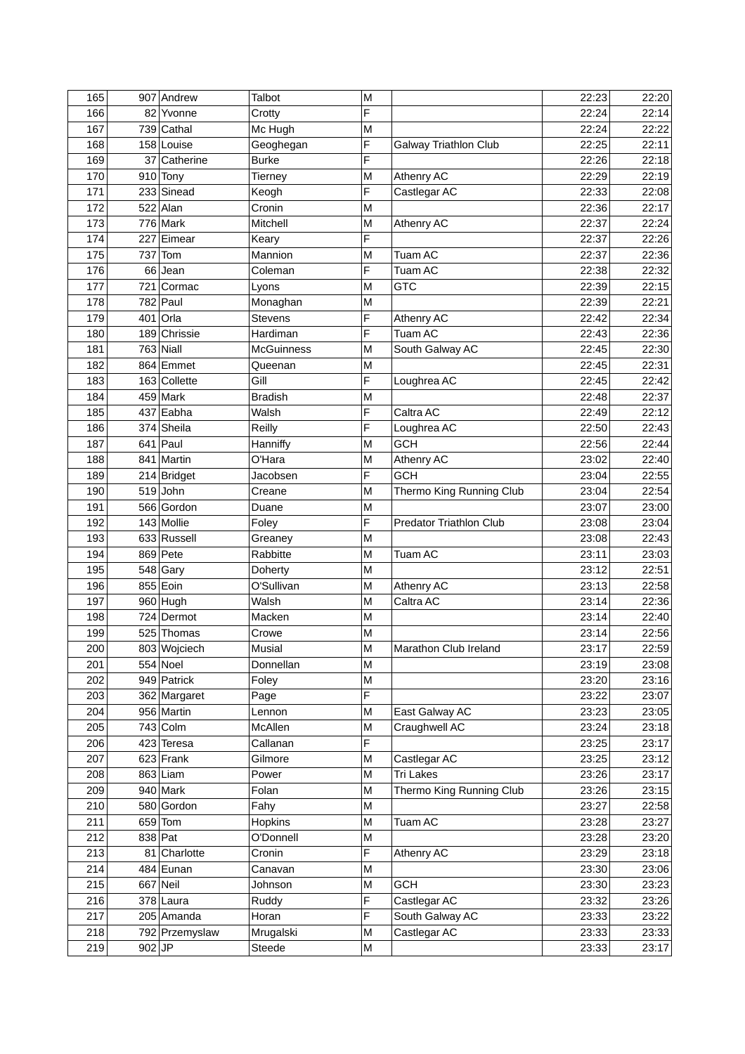| | | | | | | | |
|---|---|---|---|---|---|---|---|
| 165 | 907 | Andrew | Talbot | M | | 22:23 | 22:20 |
| 166 | 82 | Yvonne | Crotty | F | | 22:24 | 22:14 |
| 167 | 739 | Cathal | Mc Hugh | M | | 22:24 | 22:22 |
| 168 | 158 | Louise | Geoghegan | F | Galway Triathlon Club | 22:25 | 22:11 |
| 169 | 37 | Catherine | Burke | F | | 22:26 | 22:18 |
| 170 | 910 | Tony | Tierney | M | Athenry AC | 22:29 | 22:19 |
| 171 | 233 | Sinead | Keogh | F | Castlegar AC | 22:33 | 22:08 |
| 172 | 522 | Alan | Cronin | M | | 22:36 | 22:17 |
| 173 | 776 | Mark | Mitchell | M | Athenry AC | 22:37 | 22:24 |
| 174 | 227 | Eimear | Keary | F | | 22:37 | 22:26 |
| 175 | 737 | Tom | Mannion | M | Tuam AC | 22:37 | 22:36 |
| 176 | 66 | Jean | Coleman | F | Tuam AC | 22:38 | 22:32 |
| 177 | 721 | Cormac | Lyons | M | GTC | 22:39 | 22:15 |
| 178 | 782 | Paul | Monaghan | M | | 22:39 | 22:21 |
| 179 | 401 | Orla | Stevens | F | Athenry AC | 22:42 | 22:34 |
| 180 | 189 | Chrissie | Hardiman | F | Tuam AC | 22:43 | 22:36 |
| 181 | 763 | Niall | McGuinness | M | South Galway AC | 22:45 | 22:30 |
| 182 | 864 | Emmet | Queenan | M | | 22:45 | 22:31 |
| 183 | 163 | Collette | Gill | F | Loughrea AC | 22:45 | 22:42 |
| 184 | 459 | Mark | Bradish | M | | 22:48 | 22:37 |
| 185 | 437 | Eabha | Walsh | F | Caltra AC | 22:49 | 22:12 |
| 186 | 374 | Sheila | Reilly | F | Loughrea AC | 22:50 | 22:43 |
| 187 | 641 | Paul | Hanniffy | M | GCH | 22:56 | 22:44 |
| 188 | 841 | Martin | O'Hara | M | Athenry AC | 23:02 | 22:40 |
| 189 | 214 | Bridget | Jacobsen | F | GCH | 23:04 | 22:55 |
| 190 | 519 | John | Creane | M | Thermo King Running Club | 23:04 | 22:54 |
| 191 | 566 | Gordon | Duane | M | | 23:07 | 23:00 |
| 192 | 143 | Mollie | Foley | F | Predator Triathlon Club | 23:08 | 23:04 |
| 193 | 633 | Russell | Greaney | M | | 23:08 | 22:43 |
| 194 | 869 | Pete | Rabbitte | M | Tuam AC | 23:11 | 23:03 |
| 195 | 548 | Gary | Doherty | M | | 23:12 | 22:51 |
| 196 | 855 | Eoin | O'Sullivan | M | Athenry AC | 23:13 | 22:58 |
| 197 | 960 | Hugh | Walsh | M | Caltra AC | 23:14 | 22:36 |
| 198 | 724 | Dermot | Macken | M | | 23:14 | 22:40 |
| 199 | 525 | Thomas | Crowe | M | | 23:14 | 22:56 |
| 200 | 803 | Wojciech | Musial | M | Marathon Club Ireland | 23:17 | 22:59 |
| 201 | 554 | Noel | Donnellan | M | | 23:19 | 23:08 |
| 202 | 949 | Patrick | Foley | M | | 23:20 | 23:16 |
| 203 | 362 | Margaret | Page | F | | 23:22 | 23:07 |
| 204 | 956 | Martin | Lennon | M | East Galway AC | 23:23 | 23:05 |
| 205 | 743 | Colm | McAllen | M | Craughwell AC | 23:24 | 23:18 |
| 206 | 423 | Teresa | Callanan | F | | 23:25 | 23:17 |
| 207 | 623 | Frank | Gilmore | M | Castlegar AC | 23:25 | 23:12 |
| 208 | 863 | Liam | Power | M | Tri Lakes | 23:26 | 23:17 |
| 209 | 940 | Mark | Folan | M | Thermo King Running Club | 23:26 | 23:15 |
| 210 | 580 | Gordon | Fahy | M | | 23:27 | 22:58 |
| 211 | 659 | Tom | Hopkins | M | Tuam AC | 23:28 | 23:27 |
| 212 | 838 | Pat | O'Donnell | M | | 23:28 | 23:20 |
| 213 | 81 | Charlotte | Cronin | F | Athenry AC | 23:29 | 23:18 |
| 214 | 484 | Eunan | Canavan | M | | 23:30 | 23:06 |
| 215 | 667 | Neil | Johnson | M | GCH | 23:30 | 23:23 |
| 216 | 378 | Laura | Ruddy | F | Castlegar AC | 23:32 | 23:26 |
| 217 | 205 | Amanda | Horan | F | South Galway AC | 23:33 | 23:22 |
| 218 | 792 | Przemyslaw | Mrugalski | M | Castlegar AC | 23:33 | 23:33 |
| 219 | 902 | JP | Steede | M | | 23:33 | 23:17 |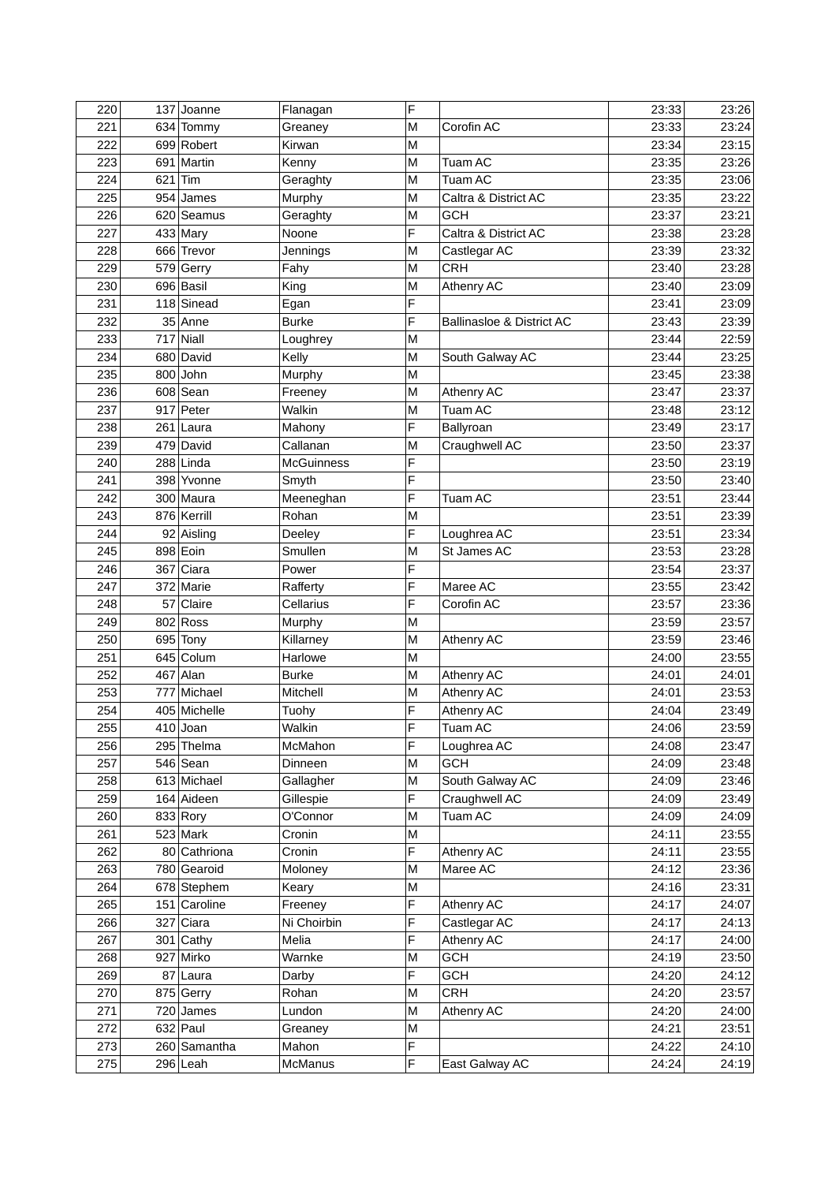| 220 | 137 | Joanne | Flanagan | F | | 23:33 | 23:26 |
|---|---|---|---|---|---|---|---|
| 221 | 634 | Tommy | Greaney | M | Corofin AC | 23:33 | 23:24 |
| 222 | 699 | Robert | Kirwan | M | | 23:34 | 23:15 |
| 223 | 691 | Martin | Kenny | M | Tuam AC | 23:35 | 23:26 |
| 224 | 621 | Tim | Geraghty | M | Tuam AC | 23:35 | 23:06 |
| 225 | 954 | James | Murphy | M | Caltra & District AC | 23:35 | 23:22 |
| 226 | 620 | Seamus | Geraghty | M | GCH | 23:37 | 23:21 |
| 227 | 433 | Mary | Noone | F | Caltra & District AC | 23:38 | 23:28 |
| 228 | 666 | Trevor | Jennings | M | Castlegar AC | 23:39 | 23:32 |
| 229 | 579 | Gerry | Fahy | M | CRH | 23:40 | 23:28 |
| 230 | 696 | Basil | King | M | Athenry AC | 23:40 | 23:09 |
| 231 | 118 | Sinead | Egan | F | | 23:41 | 23:09 |
| 232 | 35 | Anne | Burke | F | Ballinasloe & District AC | 23:43 | 23:39 |
| 233 | 717 | Niall | Loughrey | M | | 23:44 | 22:59 |
| 234 | 680 | David | Kelly | M | South Galway AC | 23:44 | 23:25 |
| 235 | 800 | John | Murphy | M | | 23:45 | 23:38 |
| 236 | 608 | Sean | Freeney | M | Athenry AC | 23:47 | 23:37 |
| 237 | 917 | Peter | Walkin | M | Tuam AC | 23:48 | 23:12 |
| 238 | 261 | Laura | Mahony | F | Ballyroan | 23:49 | 23:17 |
| 239 | 479 | David | Callanan | M | Craughwell AC | 23:50 | 23:37 |
| 240 | 288 | Linda | McGuinness | F | | 23:50 | 23:19 |
| 241 | 398 | Yvonne | Smyth | F | | 23:50 | 23:40 |
| 242 | 300 | Maura | Meeneghan | F | Tuam AC | 23:51 | 23:44 |
| 243 | 876 | Kerrill | Rohan | M | | 23:51 | 23:39 |
| 244 | 92 | Aisling | Deeley | F | Loughrea AC | 23:51 | 23:34 |
| 245 | 898 | Eoin | Smullen | M | St James AC | 23:53 | 23:28 |
| 246 | 367 | Ciara | Power | F | | 23:54 | 23:37 |
| 247 | 372 | Marie | Rafferty | F | Maree AC | 23:55 | 23:42 |
| 248 | 57 | Claire | Cellarius | F | Corofin AC | 23:57 | 23:36 |
| 249 | 802 | Ross | Murphy | M | | 23:59 | 23:57 |
| 250 | 695 | Tony | Killarney | M | Athenry AC | 23:59 | 23:46 |
| 251 | 645 | Colum | Harlowe | M | | 24:00 | 23:55 |
| 252 | 467 | Alan | Burke | M | Athenry AC | 24:01 | 24:01 |
| 253 | 777 | Michael | Mitchell | M | Athenry AC | 24:01 | 23:53 |
| 254 | 405 | Michelle | Tuohy | F | Athenry AC | 24:04 | 23:49 |
| 255 | 410 | Joan | Walkin | F | Tuam AC | 24:06 | 23:59 |
| 256 | 295 | Thelma | McMahon | F | Loughrea AC | 24:08 | 23:47 |
| 257 | 546 | Sean | Dinneen | M | GCH | 24:09 | 23:48 |
| 258 | 613 | Michael | Gallagher | M | South Galway AC | 24:09 | 23:46 |
| 259 | 164 | Aideen | Gillespie | F | Craughwell AC | 24:09 | 23:49 |
| 260 | 833 | Rory | O'Connor | M | Tuam AC | 24:09 | 24:09 |
| 261 | 523 | Mark | Cronin | M | | 24:11 | 23:55 |
| 262 | 80 | Cathriona | Cronin | F | Athenry AC | 24:11 | 23:55 |
| 263 | 780 | Gearoid | Moloney | M | Maree AC | 24:12 | 23:36 |
| 264 | 678 | Stephem | Keary | M | | 24:16 | 23:31 |
| 265 | 151 | Caroline | Freeney | F | Athenry AC | 24:17 | 24:07 |
| 266 | 327 | Ciara | Ni Choirbin | F | Castlegar AC | 24:17 | 24:13 |
| 267 | 301 | Cathy | Melia | F | Athenry AC | 24:17 | 24:00 |
| 268 | 927 | Mirko | Warnke | M | GCH | 24:19 | 23:50 |
| 269 | 87 | Laura | Darby | F | GCH | 24:20 | 24:12 |
| 270 | 875 | Gerry | Rohan | M | CRH | 24:20 | 23:57 |
| 271 | 720 | James | Lundon | M | Athenry AC | 24:20 | 24:00 |
| 272 | 632 | Paul | Greaney | M | | 24:21 | 23:51 |
| 273 | 260 | Samantha | Mahon | F | | 24:22 | 24:10 |
| 275 | 296 | Leah | McManus | F | East Galway AC | 24:24 | 24:19 |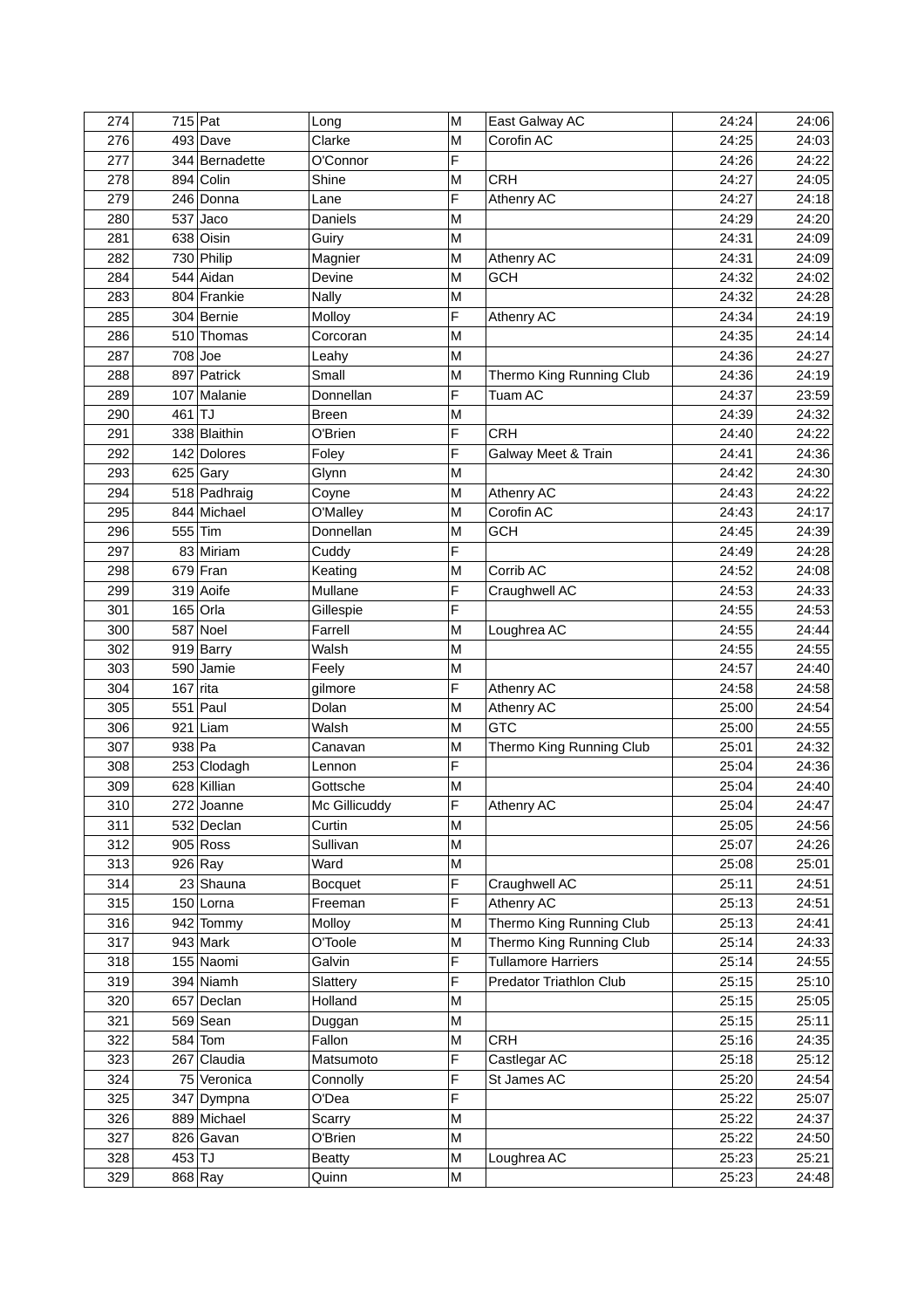| 274 | 715 | Pat | Long | M | East Galway AC | 24:24 | 24:06 |
|---|---|---|---|---|---|---|---|
| 276 | 493 | Dave | Clarke | M | Corofin AC | 24:25 | 24:03 |
| 277 | 344 | Bernadette | O'Connor | F | | 24:26 | 24:22 |
| 278 | 894 | Colin | Shine | M | CRH | 24:27 | 24:05 |
| 279 | 246 | Donna | Lane | F | Athenry AC | 24:27 | 24:18 |
| 280 | 537 | Jaco | Daniels | M | | 24:29 | 24:20 |
| 281 | 638 | Oisin | Guiry | M | | 24:31 | 24:09 |
| 282 | 730 | Philip | Magnier | M | Athenry AC | 24:31 | 24:09 |
| 284 | 544 | Aidan | Devine | M | GCH | 24:32 | 24:02 |
| 283 | 804 | Frankie | Nally | M | | 24:32 | 24:28 |
| 285 | 304 | Bernie | Molloy | F | Athenry AC | 24:34 | 24:19 |
| 286 | 510 | Thomas | Corcoran | M | | 24:35 | 24:14 |
| 287 | 708 | Joe | Leahy | M | | 24:36 | 24:27 |
| 288 | 897 | Patrick | Small | M | Thermo King Running Club | 24:36 | 24:19 |
| 289 | 107 | Malanie | Donnellan | F | Tuam AC | 24:37 | 23:59 |
| 290 | 461 | TJ | Breen | M | | 24:39 | 24:32 |
| 291 | 338 | Blaithin | O'Brien | F | CRH | 24:40 | 24:22 |
| 292 | 142 | Dolores | Foley | F | Galway Meet & Train | 24:41 | 24:36 |
| 293 | 625 | Gary | Glynn | M | | 24:42 | 24:30 |
| 294 | 518 | Padhraig | Coyne | M | Athenry AC | 24:43 | 24:22 |
| 295 | 844 | Michael | O'Malley | M | Corofin AC | 24:43 | 24:17 |
| 296 | 555 | Tim | Donnellan | M | GCH | 24:45 | 24:39 |
| 297 | 83 | Miriam | Cuddy | F | | 24:49 | 24:28 |
| 298 | 679 | Fran | Keating | M | Corrib AC | 24:52 | 24:08 |
| 299 | 319 | Aoife | Mullane | F | Craughwell AC | 24:53 | 24:33 |
| 301 | 165 | Orla | Gillespie | F | | 24:55 | 24:53 |
| 300 | 587 | Noel | Farrell | M | Loughrea AC | 24:55 | 24:44 |
| 302 | 919 | Barry | Walsh | M | | 24:55 | 24:55 |
| 303 | 590 | Jamie | Feely | M | | 24:57 | 24:40 |
| 304 | 167 | rita | gilmore | F | Athenry AC | 24:58 | 24:58 |
| 305 | 551 | Paul | Dolan | M | Athenry AC | 25:00 | 24:54 |
| 306 | 921 | Liam | Walsh | M | GTC | 25:00 | 24:55 |
| 307 | 938 | Pa | Canavan | M | Thermo King Running Club | 25:01 | 24:32 |
| 308 | 253 | Clodagh | Lennon | F | | 25:04 | 24:36 |
| 309 | 628 | Killian | Gottsche | M | | 25:04 | 24:40 |
| 310 | 272 | Joanne | Mc Gillicuddy | F | Athenry AC | 25:04 | 24:47 |
| 311 | 532 | Declan | Curtin | M | | 25:05 | 24:56 |
| 312 | 905 | Ross | Sullivan | M | | 25:07 | 24:26 |
| 313 | 926 | Ray | Ward | M | | 25:08 | 25:01 |
| 314 | 23 | Shauna | Bocquet | F | Craughwell AC | 25:11 | 24:51 |
| 315 | 150 | Lorna | Freeman | F | Athenry AC | 25:13 | 24:51 |
| 316 | 942 | Tommy | Molloy | M | Thermo King Running Club | 25:13 | 24:41 |
| 317 | 943 | Mark | O'Toole | M | Thermo King Running Club | 25:14 | 24:33 |
| 318 | 155 | Naomi | Galvin | F | Tullamore Harriers | 25:14 | 24:55 |
| 319 | 394 | Niamh | Slattery | F | Predator Triathlon Club | 25:15 | 25:10 |
| 320 | 657 | Declan | Holland | M | | 25:15 | 25:05 |
| 321 | 569 | Sean | Duggan | M | | 25:15 | 25:11 |
| 322 | 584 | Tom | Fallon | M | CRH | 25:16 | 24:35 |
| 323 | 267 | Claudia | Matsumoto | F | Castlegar AC | 25:18 | 25:12 |
| 324 | 75 | Veronica | Connolly | F | St James AC | 25:20 | 24:54 |
| 325 | 347 | Dympna | O'Dea | F | | 25:22 | 25:07 |
| 326 | 889 | Michael | Scarry | M | | 25:22 | 24:37 |
| 327 | 826 | Gavan | O'Brien | M | | 25:22 | 24:50 |
| 328 | 453 | TJ | Beatty | M | Loughrea AC | 25:23 | 25:21 |
| 329 | 868 | Ray | Quinn | M | | 25:23 | 24:48 |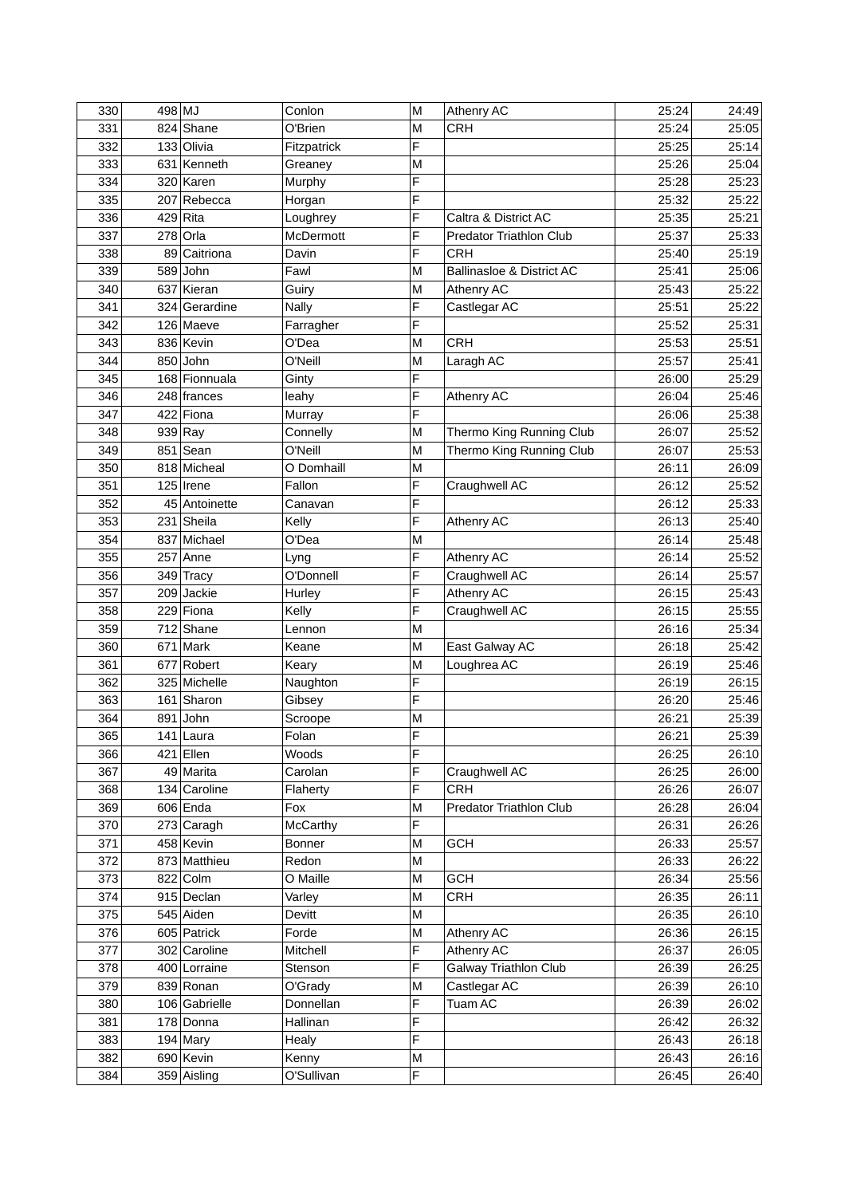| | | | | | | | |
|---|---|---|---|---|---|---|---|
| 330 | 498 | MJ | Conlon | M | Athenry AC | 25:24 | 24:49 |
| 331 | 824 | Shane | O'Brien | M | CRH | 25:24 | 25:05 |
| 332 | 133 | Olivia | Fitzpatrick | F | | 25:25 | 25:14 |
| 333 | 631 | Kenneth | Greaney | M | | 25:26 | 25:04 |
| 334 | 320 | Karen | Murphy | F | | 25:28 | 25:23 |
| 335 | 207 | Rebecca | Horgan | F | | 25:32 | 25:22 |
| 336 | 429 | Rita | Loughrey | F | Caltra & District AC | 25:35 | 25:21 |
| 337 | 278 | Orla | McDermott | F | Predator Triathlon Club | 25:37 | 25:33 |
| 338 | 89 | Caitriona | Davin | F | CRH | 25:40 | 25:19 |
| 339 | 589 | John | Fawl | M | Ballinasloe & District AC | 25:41 | 25:06 |
| 340 | 637 | Kieran | Guiry | M | Athenry AC | 25:43 | 25:22 |
| 341 | 324 | Gerardine | Nally | F | Castlegar AC | 25:51 | 25:22 |
| 342 | 126 | Maeve | Farragher | F | | 25:52 | 25:31 |
| 343 | 836 | Kevin | O'Dea | M | CRH | 25:53 | 25:51 |
| 344 | 850 | John | O'Neill | M | Laragh AC | 25:57 | 25:41 |
| 345 | 168 | Fionnuala | Ginty | F | | 26:00 | 25:29 |
| 346 | 248 | frances | leahy | F | Athenry AC | 26:04 | 25:46 |
| 347 | 422 | Fiona | Murray | F | | 26:06 | 25:38 |
| 348 | 939 | Ray | Connelly | M | Thermo King Running Club | 26:07 | 25:52 |
| 349 | 851 | Sean | O'Neill | M | Thermo King Running Club | 26:07 | 25:53 |
| 350 | 818 | Micheal | O Domhaill | M | | 26:11 | 26:09 |
| 351 | 125 | Irene | Fallon | F | Craughwell AC | 26:12 | 25:52 |
| 352 | 45 | Antoinette | Canavan | F | | 26:12 | 25:33 |
| 353 | 231 | Sheila | Kelly | F | Athenry AC | 26:13 | 25:40 |
| 354 | 837 | Michael | O'Dea | M | | 26:14 | 25:48 |
| 355 | 257 | Anne | Lyng | F | Athenry AC | 26:14 | 25:52 |
| 356 | 349 | Tracy | O'Donnell | F | Craughwell AC | 26:14 | 25:57 |
| 357 | 209 | Jackie | Hurley | F | Athenry AC | 26:15 | 25:43 |
| 358 | 229 | Fiona | Kelly | F | Craughwell AC | 26:15 | 25:55 |
| 359 | 712 | Shane | Lennon | M | | 26:16 | 25:34 |
| 360 | 671 | Mark | Keane | M | East Galway AC | 26:18 | 25:42 |
| 361 | 677 | Robert | Keary | M | Loughrea AC | 26:19 | 25:46 |
| 362 | 325 | Michelle | Naughton | F | | 26:19 | 26:15 |
| 363 | 161 | Sharon | Gibsey | F | | 26:20 | 25:46 |
| 364 | 891 | John | Scroope | M | | 26:21 | 25:39 |
| 365 | 141 | Laura | Folan | F | | 26:21 | 25:39 |
| 366 | 421 | Ellen | Woods | F | | 26:25 | 26:10 |
| 367 | 49 | Marita | Carolan | F | Craughwell AC | 26:25 | 26:00 |
| 368 | 134 | Caroline | Flaherty | F | CRH | 26:26 | 26:07 |
| 369 | 606 | Enda | Fox | M | Predator Triathlon Club | 26:28 | 26:04 |
| 370 | 273 | Caragh | McCarthy | F | | 26:31 | 26:26 |
| 371 | 458 | Kevin | Bonner | M | GCH | 26:33 | 25:57 |
| 372 | 873 | Matthieu | Redon | M | | 26:33 | 26:22 |
| 373 | 822 | Colm | O Maille | M | GCH | 26:34 | 25:56 |
| 374 | 915 | Declan | Varley | M | CRH | 26:35 | 26:11 |
| 375 | 545 | Aiden | Devitt | M | | 26:35 | 26:10 |
| 376 | 605 | Patrick | Forde | M | Athenry AC | 26:36 | 26:15 |
| 377 | 302 | Caroline | Mitchell | F | Athenry AC | 26:37 | 26:05 |
| 378 | 400 | Lorraine | Stenson | F | Galway Triathlon Club | 26:39 | 26:25 |
| 379 | 839 | Ronan | O'Grady | M | Castlegar AC | 26:39 | 26:10 |
| 380 | 106 | Gabrielle | Donnellan | F | Tuam AC | 26:39 | 26:02 |
| 381 | 178 | Donna | Hallinan | F | | 26:42 | 26:32 |
| 383 | 194 | Mary | Healy | F | | 26:43 | 26:18 |
| 382 | 690 | Kevin | Kenny | M | | 26:43 | 26:16 |
| 384 | 359 | Aisling | O'Sullivan | F | | 26:45 | 26:40 |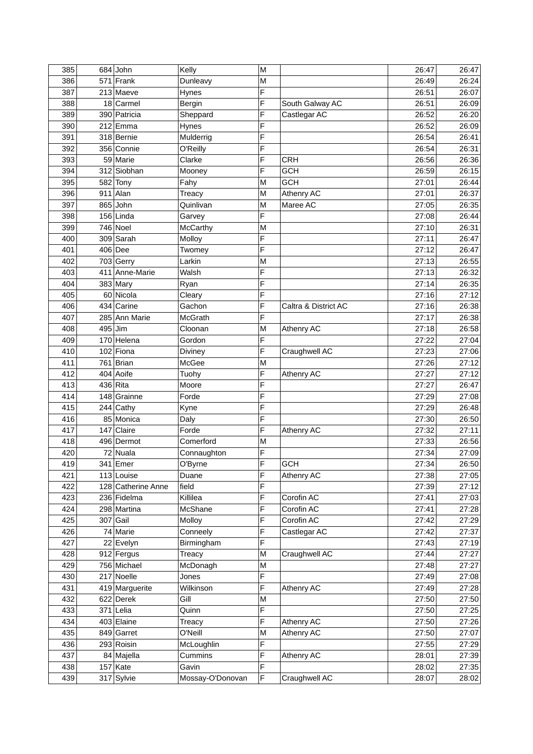| 385 | 684 | John | Kelly | M | | 26:47 | 26:47 |
|---|---|---|---|---|---|---|---|
| 386 | 571 | Frank | Dunleavy | M | | 26:49 | 26:24 |
| 387 | 213 | Maeve | Hynes | F | | 26:51 | 26:07 |
| 388 | 18 | Carmel | Bergin | F | South Galway AC | 26:51 | 26:09 |
| 389 | 390 | Patricia | Sheppard | F | Castlegar AC | 26:52 | 26:20 |
| 390 | 212 | Emma | Hynes | F | | 26:52 | 26:09 |
| 391 | 318 | Bernie | Mulderrig | F | | 26:54 | 26:41 |
| 392 | 356 | Connie | O'Reilly | F | | 26:54 | 26:31 |
| 393 | 59 | Marie | Clarke | F | CRH | 26:56 | 26:36 |
| 394 | 312 | Siobhan | Mooney | F | GCH | 26:59 | 26:15 |
| 395 | 582 | Tony | Fahy | M | GCH | 27:01 | 26:44 |
| 396 | 911 | Alan | Treacy | M | Athenry AC | 27:01 | 26:37 |
| 397 | 865 | John | Quinlivan | M | Maree AC | 27:05 | 26:35 |
| 398 | 156 | Linda | Garvey | F | | 27:08 | 26:44 |
| 399 | 746 | Noel | McCarthy | M | | 27:10 | 26:31 |
| 400 | 309 | Sarah | Molloy | F | | 27:11 | 26:47 |
| 401 | 406 | Dee | Twomey | F | | 27:12 | 26:47 |
| 402 | 703 | Gerry | Larkin | M | | 27:13 | 26:55 |
| 403 | 411 | Anne-Marie | Walsh | F | | 27:13 | 26:32 |
| 404 | 383 | Mary | Ryan | F | | 27:14 | 26:35 |
| 405 | 60 | Nicola | Cleary | F | | 27:16 | 27:12 |
| 406 | 434 | Carine | Gachon | F | Caltra & District AC | 27:16 | 26:38 |
| 407 | 285 | Ann Marie | McGrath | F | | 27:17 | 26:38 |
| 408 | 495 | Jim | Cloonan | M | Athenry AC | 27:18 | 26:58 |
| 409 | 170 | Helena | Gordon | F | | 27:22 | 27:04 |
| 410 | 102 | Fiona | Diviney | F | Craughwell AC | 27:23 | 27:06 |
| 411 | 761 | Brian | McGee | M | | 27:26 | 27:12 |
| 412 | 404 | Aoife | Tuohy | F | Athenry AC | 27:27 | 27:12 |
| 413 | 436 | Rita | Moore | F | | 27:27 | 26:47 |
| 414 | 148 | Grainne | Forde | F | | 27:29 | 27:08 |
| 415 | 244 | Cathy | Kyne | F | | 27:29 | 26:48 |
| 416 | 85 | Monica | Daly | F | | 27:30 | 26:50 |
| 417 | 147 | Claire | Forde | F | Athenry AC | 27:32 | 27:11 |
| 418 | 496 | Dermot | Comerford | M | | 27:33 | 26:56 |
| 420 | 72 | Nuala | Connaughton | F | | 27:34 | 27:09 |
| 419 | 341 | Emer | O'Byrne | F | GCH | 27:34 | 26:50 |
| 421 | 113 | Louise | Duane | F | Athenry AC | 27:38 | 27:05 |
| 422 | 128 | Catherine Anne | field | F | | 27:39 | 27:12 |
| 423 | 236 | Fidelma | Killilea | F | Corofin AC | 27:41 | 27:03 |
| 424 | 298 | Martina | McShane | F | Corofin AC | 27:41 | 27:28 |
| 425 | 307 | Gail | Molloy | F | Corofin AC | 27:42 | 27:29 |
| 426 | 74 | Marie | Conneely | F | Castlegar AC | 27:42 | 27:37 |
| 427 | 22 | Evelyn | Birmingham | F | | 27:43 | 27:19 |
| 428 | 912 | Fergus | Treacy | M | Craughwell AC | 27:44 | 27:27 |
| 429 | 756 | Michael | McDonagh | M | | 27:48 | 27:27 |
| 430 | 217 | Noelle | Jones | F | | 27:49 | 27:08 |
| 431 | 419 | Marguerite | Wilkinson | F | Athenry AC | 27:49 | 27:28 |
| 432 | 622 | Derek | Gill | M | | 27:50 | 27:50 |
| 433 | 371 | Lelia | Quinn | F | | 27:50 | 27:25 |
| 434 | 403 | Elaine | Treacy | F | Athenry AC | 27:50 | 27:26 |
| 435 | 849 | Garret | O'Neill | M | Athenry AC | 27:50 | 27:07 |
| 436 | 293 | Roisin | McLoughlin | F | | 27:55 | 27:29 |
| 437 | 84 | Majella | Cummins | F | Athenry AC | 28:01 | 27:39 |
| 438 | 157 | Kate | Gavin | F | | 28:02 | 27:35 |
| 439 | 317 | Sylvie | Mossay-O'Donovan | F | Craughwell AC | 28:07 | 28:02 |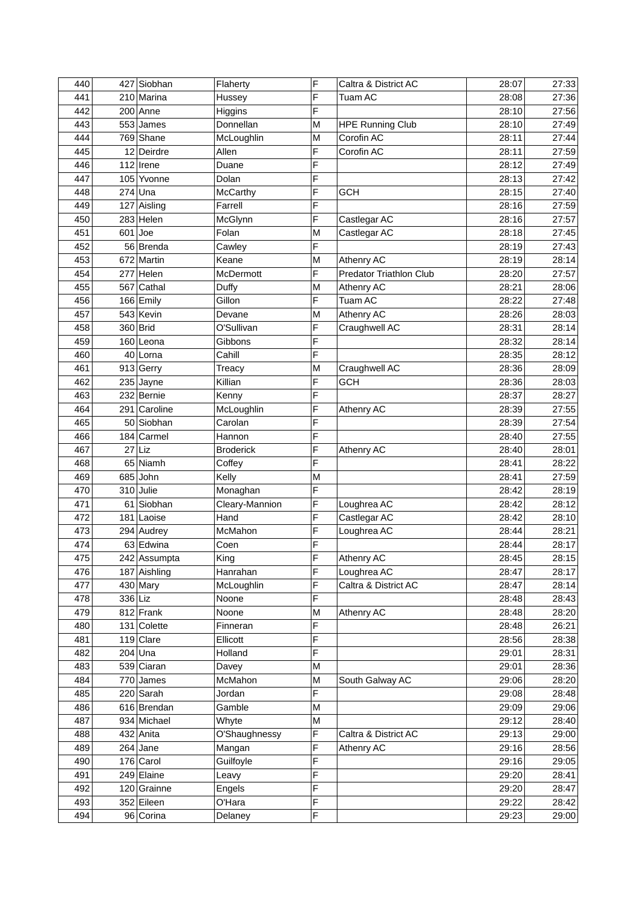| 440 | 427 | Siobhan | Flaherty | F | Caltra & District AC | 28:07 | 27:33 |
|---|---|---|---|---|---|---|---|
| 441 | 210 | Marina | Hussey | F | Tuam AC | 28:08 | 27:36 |
| 442 | 200 | Anne | Higgins | F | | 28:10 | 27:56 |
| 443 | 553 | James | Donnellan | M | HPE Running Club | 28:10 | 27:49 |
| 444 | 769 | Shane | McLoughlin | M | Corofin AC | 28:11 | 27:44 |
| 445 | 12 | Deirdre | Allen | F | Corofin AC | 28:11 | 27:59 |
| 446 | 112 | Irene | Duane | F | | 28:12 | 27:49 |
| 447 | 105 | Yvonne | Dolan | F | | 28:13 | 27:42 |
| 448 | 274 | Una | McCarthy | F | GCH | 28:15 | 27:40 |
| 449 | 127 | Aisling | Farrell | F | | 28:16 | 27:59 |
| 450 | 283 | Helen | McGlynn | F | Castlegar AC | 28:16 | 27:57 |
| 451 | 601 | Joe | Folan | M | Castlegar AC | 28:18 | 27:45 |
| 452 | 56 | Brenda | Cawley | F | | 28:19 | 27:43 |
| 453 | 672 | Martin | Keane | M | Athenry AC | 28:19 | 28:14 |
| 454 | 277 | Helen | McDermott | F | Predator Triathlon Club | 28:20 | 27:57 |
| 455 | 567 | Cathal | Duffy | M | Athenry AC | 28:21 | 28:06 |
| 456 | 166 | Emily | Gillon | F | Tuam AC | 28:22 | 27:48 |
| 457 | 543 | Kevin | Devane | M | Athenry AC | 28:26 | 28:03 |
| 458 | 360 | Brid | O'Sullivan | F | Craughwell AC | 28:31 | 28:14 |
| 459 | 160 | Leona | Gibbons | F | | 28:32 | 28:14 |
| 460 | 40 | Lorna | Cahill | F | | 28:35 | 28:12 |
| 461 | 913 | Gerry | Treacy | M | Craughwell AC | 28:36 | 28:09 |
| 462 | 235 | Jayne | Killian | F | GCH | 28:36 | 28:03 |
| 463 | 232 | Bernie | Kenny | F | | 28:37 | 28:27 |
| 464 | 291 | Caroline | McLoughlin | F | Athenry AC | 28:39 | 27:55 |
| 465 | 50 | Siobhan | Carolan | F | | 28:39 | 27:54 |
| 466 | 184 | Carmel | Hannon | F | | 28:40 | 27:55 |
| 467 | 27 | Liz | Broderick | F | Athenry AC | 28:40 | 28:01 |
| 468 | 65 | Niamh | Coffey | F | | 28:41 | 28:22 |
| 469 | 685 | John | Kelly | M | | 28:41 | 27:59 |
| 470 | 310 | Julie | Monaghan | F | | 28:42 | 28:19 |
| 471 | 61 | Siobhan | Cleary-Mannion | F | Loughrea AC | 28:42 | 28:12 |
| 472 | 181 | Laoise | Hand | F | Castlegar AC | 28:42 | 28:10 |
| 473 | 294 | Audrey | McMahon | F | Loughrea AC | 28:44 | 28:21 |
| 474 | 63 | Edwina | Coen | F | | 28:44 | 28:17 |
| 475 | 242 | Assumpta | King | F | Athenry AC | 28:45 | 28:15 |
| 476 | 187 | Aishling | Hanrahan | F | Loughrea AC | 28:47 | 28:17 |
| 477 | 430 | Mary | McLoughlin | F | Caltra & District AC | 28:47 | 28:14 |
| 478 | 336 | Liz | Noone | F | | 28:48 | 28:43 |
| 479 | 812 | Frank | Noone | M | Athenry AC | 28:48 | 28:20 |
| 480 | 131 | Colette | Finneran | F | | 28:48 | 26:21 |
| 481 | 119 | Clare | Ellicott | F | | 28:56 | 28:38 |
| 482 | 204 | Una | Holland | F | | 29:01 | 28:31 |
| 483 | 539 | Ciaran | Davey | M | | 29:01 | 28:36 |
| 484 | 770 | James | McMahon | M | South Galway AC | 29:06 | 28:20 |
| 485 | 220 | Sarah | Jordan | F | | 29:08 | 28:48 |
| 486 | 616 | Brendan | Gamble | M | | 29:09 | 29:06 |
| 487 | 934 | Michael | Whyte | M | | 29:12 | 28:40 |
| 488 | 432 | Anita | O'Shaughnessy | F | Caltra & District AC | 29:13 | 29:00 |
| 489 | 264 | Jane | Mangan | F | Athenry AC | 29:16 | 28:56 |
| 490 | 176 | Carol | Guilfoyle | F | | 29:16 | 29:05 |
| 491 | 249 | Elaine | Leavy | F | | 29:20 | 28:41 |
| 492 | 120 | Grainne | Engels | F | | 29:20 | 28:47 |
| 493 | 352 | Eileen | O'Hara | F | | 29:22 | 28:42 |
| 494 | 96 | Corina | Delaney | F | | 29:23 | 29:00 |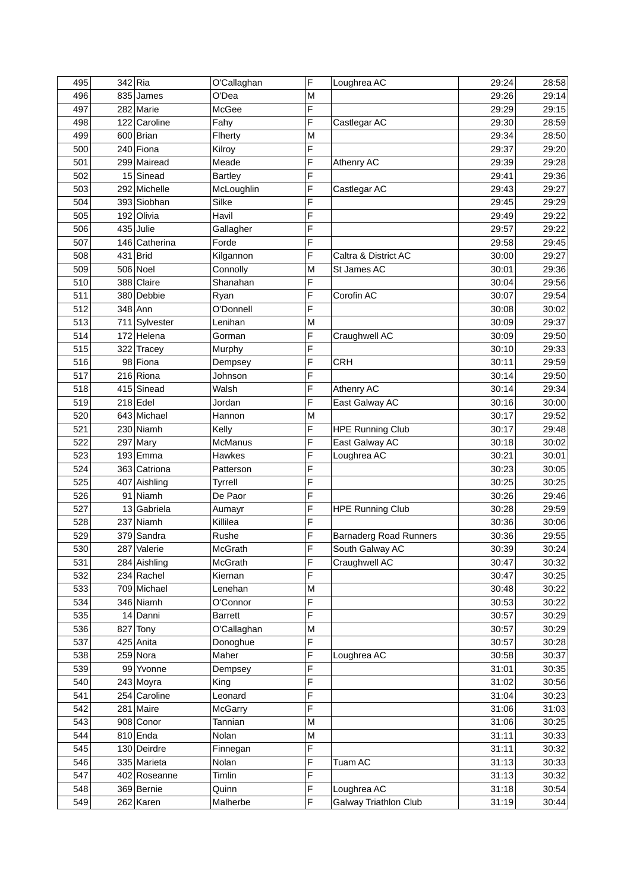| | | | | | | | |
|---|---|---|---|---|---|---|---|
| 495 | 342 | Ria | O'Callaghan | F | Loughrea AC | 29:24 | 28:58 |
| 496 | 835 | James | O'Dea | M | | 29:26 | 29:14 |
| 497 | 282 | Marie | McGee | F | | 29:29 | 29:15 |
| 498 | 122 | Caroline | Fahy | F | Castlegar AC | 29:30 | 28:59 |
| 499 | 600 | Brian | Flherty | M | | 29:34 | 28:50 |
| 500 | 240 | Fiona | Kilroy | F | | 29:37 | 29:20 |
| 501 | 299 | Mairead | Meade | F | Athenry AC | 29:39 | 29:28 |
| 502 | 15 | Sinead | Bartley | F | | 29:41 | 29:36 |
| 503 | 292 | Michelle | McLoughlin | F | Castlegar AC | 29:43 | 29:27 |
| 504 | 393 | Siobhan | Silke | F | | 29:45 | 29:29 |
| 505 | 192 | Olivia | Havil | F | | 29:49 | 29:22 |
| 506 | 435 | Julie | Gallagher | F | | 29:57 | 29:22 |
| 507 | 146 | Catherina | Forde | F | | 29:58 | 29:45 |
| 508 | 431 | Brid | Kilgannon | F | Caltra & District AC | 30:00 | 29:27 |
| 509 | 506 | Noel | Connolly | M | St James AC | 30:01 | 29:36 |
| 510 | 388 | Claire | Shanahan | F | | 30:04 | 29:56 |
| 511 | 380 | Debbie | Ryan | F | Corofin AC | 30:07 | 29:54 |
| 512 | 348 | Ann | O'Donnell | F | | 30:08 | 30:02 |
| 513 | 711 | Sylvester | Lenihan | M | | 30:09 | 29:37 |
| 514 | 172 | Helena | Gorman | F | Craughwell AC | 30:09 | 29:50 |
| 515 | 322 | Tracey | Murphy | F | | 30:10 | 29:33 |
| 516 | 98 | Fiona | Dempsey | F | CRH | 30:11 | 29:59 |
| 517 | 216 | Riona | Johnson | F | | 30:14 | 29:50 |
| 518 | 415 | Sinead | Walsh | F | Athenry AC | 30:14 | 29:34 |
| 519 | 218 | Edel | Jordan | F | East Galway AC | 30:16 | 30:00 |
| 520 | 643 | Michael | Hannon | M | | 30:17 | 29:52 |
| 521 | 230 | Niamh | Kelly | F | HPE Running Club | 30:17 | 29:48 |
| 522 | 297 | Mary | McManus | F | East Galway AC | 30:18 | 30:02 |
| 523 | 193 | Emma | Hawkes | F | Loughrea AC | 30:21 | 30:01 |
| 524 | 363 | Catriona | Patterson | F | | 30:23 | 30:05 |
| 525 | 407 | Aishling | Tyrrell | F | | 30:25 | 30:25 |
| 526 | 91 | Niamh | De Paor | F | | 30:26 | 29:46 |
| 527 | 13 | Gabriela | Aumayr | F | HPE Running Club | 30:28 | 29:59 |
| 528 | 237 | Niamh | Killilea | F | | 30:36 | 30:06 |
| 529 | 379 | Sandra | Rushe | F | Barnaderg Road Runners | 30:36 | 29:55 |
| 530 | 287 | Valerie | McGrath | F | South Galway AC | 30:39 | 30:24 |
| 531 | 284 | Aishling | McGrath | F | Craughwell AC | 30:47 | 30:32 |
| 532 | 234 | Rachel | Kiernan | F | | 30:47 | 30:25 |
| 533 | 709 | Michael | Lenehan | M | | 30:48 | 30:22 |
| 534 | 346 | Niamh | O'Connor | F | | 30:53 | 30:22 |
| 535 | 14 | Danni | Barrett | F | | 30:57 | 30:29 |
| 536 | 827 | Tony | O'Callaghan | M | | 30:57 | 30:29 |
| 537 | 425 | Anita | Donoghue | F | | 30:57 | 30:28 |
| 538 | 259 | Nora | Maher | F | Loughrea AC | 30:58 | 30:37 |
| 539 | 99 | Yvonne | Dempsey | F | | 31:01 | 30:35 |
| 540 | 243 | Moyra | King | F | | 31:02 | 30:56 |
| 541 | 254 | Caroline | Leonard | F | | 31:04 | 30:23 |
| 542 | 281 | Maire | McGarry | F | | 31:06 | 31:03 |
| 543 | 908 | Conor | Tannian | M | | 31:06 | 30:25 |
| 544 | 810 | Enda | Nolan | M | | 31:11 | 30:33 |
| 545 | 130 | Deirdre | Finnegan | F | | 31:11 | 30:32 |
| 546 | 335 | Marieta | Nolan | F | Tuam AC | 31:13 | 30:33 |
| 547 | 402 | Roseanne | Timlin | F | | 31:13 | 30:32 |
| 548 | 369 | Bernie | Quinn | F | Loughrea AC | 31:18 | 30:54 |
| 549 | 262 | Karen | Malherbe | F | Galway Triathlon Club | 31:19 | 30:44 |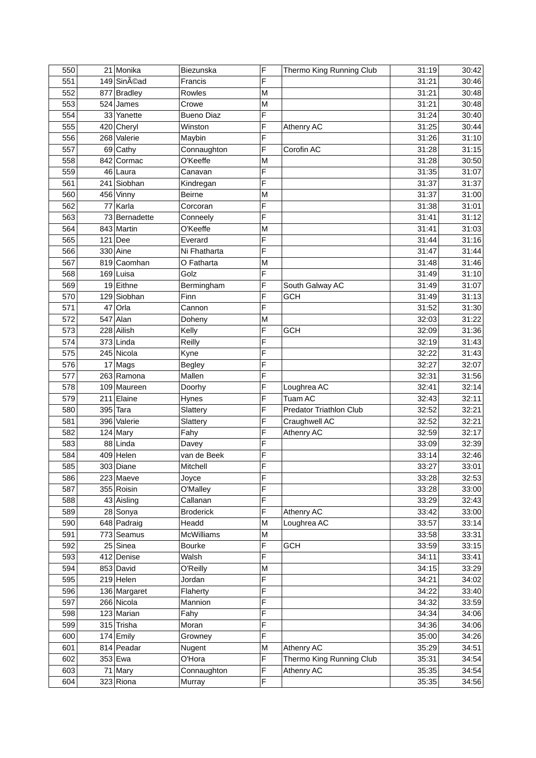| 550 | 21 | Monika | Biezunska | F | Thermo King Running Club | 31:19 | 30:42 |
|---|---|---|---|---|---|---|---|
| 551 | 149 | SinÃ©ad | Francis | F | | 31:21 | 30:46 |
| 552 | 877 | Bradley | Rowles | M | | 31:21 | 30:48 |
| 553 | 524 | James | Crowe | M | | 31:21 | 30:48 |
| 554 | 33 | Yanette | Bueno Diaz | F | | 31:24 | 30:40 |
| 555 | 420 | Cheryl | Winston | F | Athenry AC | 31:25 | 30:44 |
| 556 | 268 | Valerie | Maybin | F | | 31:26 | 31:10 |
| 557 | 69 | Cathy | Connaughton | F | Corofin AC | 31:28 | 31:15 |
| 558 | 842 | Cormac | O'Keeffe | M | | 31:28 | 30:50 |
| 559 | 46 | Laura | Canavan | F | | 31:35 | 31:07 |
| 561 | 241 | Siobhan | Kindregan | F | | 31:37 | 31:37 |
| 560 | 456 | Vinny | Beirne | M | | 31:37 | 31:00 |
| 562 | 77 | Karla | Corcoran | F | | 31:38 | 31:01 |
| 563 | 73 | Bernadette | Conneely | F | | 31:41 | 31:12 |
| 564 | 843 | Martin | O'Keeffe | M | | 31:41 | 31:03 |
| 565 | 121 | Dee | Everard | F | | 31:44 | 31:16 |
| 566 | 330 | Aine | Ni Fhatharta | F | | 31:47 | 31:44 |
| 567 | 819 | Caomhan | O Fatharta | M | | 31:48 | 31:46 |
| 568 | 169 | Luisa | Golz | F | | 31:49 | 31:10 |
| 569 | 19 | Eithne | Bermingham | F | South Galway AC | 31:49 | 31:07 |
| 570 | 129 | Siobhan | Finn | F | GCH | 31:49 | 31:13 |
| 571 | 47 | Orla | Cannon | F | | 31:52 | 31:30 |
| 572 | 547 | Alan | Doheny | M | | 32:03 | 31:22 |
| 573 | 228 | Ailish | Kelly | F | GCH | 32:09 | 31:36 |
| 574 | 373 | Linda | Reilly | F | | 32:19 | 31:43 |
| 575 | 245 | Nicola | Kyne | F | | 32:22 | 31:43 |
| 576 | 17 | Mags | Begley | F | | 32:27 | 32:07 |
| 577 | 263 | Ramona | Mallen | F | | 32:31 | 31:56 |
| 578 | 109 | Maureen | Doorhy | F | Loughrea AC | 32:41 | 32:14 |
| 579 | 211 | Elaine | Hynes | F | Tuam AC | 32:43 | 32:11 |
| 580 | 395 | Tara | Slattery | F | Predator Triathlon Club | 32:52 | 32:21 |
| 581 | 396 | Valerie | Slattery | F | Craughwell AC | 32:52 | 32:21 |
| 582 | 124 | Mary | Fahy | F | Athenry AC | 32:59 | 32:17 |
| 583 | 88 | Linda | Davey | F | | 33:09 | 32:39 |
| 584 | 409 | Helen | van de Beek | F | | 33:14 | 32:46 |
| 585 | 303 | Diane | Mitchell | F | | 33:27 | 33:01 |
| 586 | 223 | Maeve | Joyce | F | | 33:28 | 32:53 |
| 587 | 355 | Roisin | O'Malley | F | | 33:28 | 33:00 |
| 588 | 43 | Aisling | Callanan | F | | 33:29 | 32:43 |
| 589 | 28 | Sonya | Broderick | F | Athenry AC | 33:42 | 33:00 |
| 590 | 648 | Padraig | Headd | M | Loughrea AC | 33:57 | 33:14 |
| 591 | 773 | Seamus | McWilliams | M | | 33:58 | 33:31 |
| 592 | 25 | Sinea | Bourke | F | GCH | 33:59 | 33:15 |
| 593 | 412 | Denise | Walsh | F | | 34:11 | 33:41 |
| 594 | 853 | David | O'Reilly | M | | 34:15 | 33:29 |
| 595 | 219 | Helen | Jordan | F | | 34:21 | 34:02 |
| 596 | 136 | Margaret | Flaherty | F | | 34:22 | 33:40 |
| 597 | 266 | Nicola | Mannion | F | | 34:32 | 33:59 |
| 598 | 123 | Marian | Fahy | F | | 34:34 | 34:06 |
| 599 | 315 | Trisha | Moran | F | | 34:36 | 34:06 |
| 600 | 174 | Emily | Growney | F | | 35:00 | 34:26 |
| 601 | 814 | Peadar | Nugent | M | Athenry AC | 35:29 | 34:51 |
| 602 | 353 | Ewa | O'Hora | F | Thermo King Running Club | 35:31 | 34:54 |
| 603 | 71 | Mary | Connaughton | F | Athenry AC | 35:35 | 34:54 |
| 604 | 323 | Riona | Murray | F | | 35:35 | 34:56 |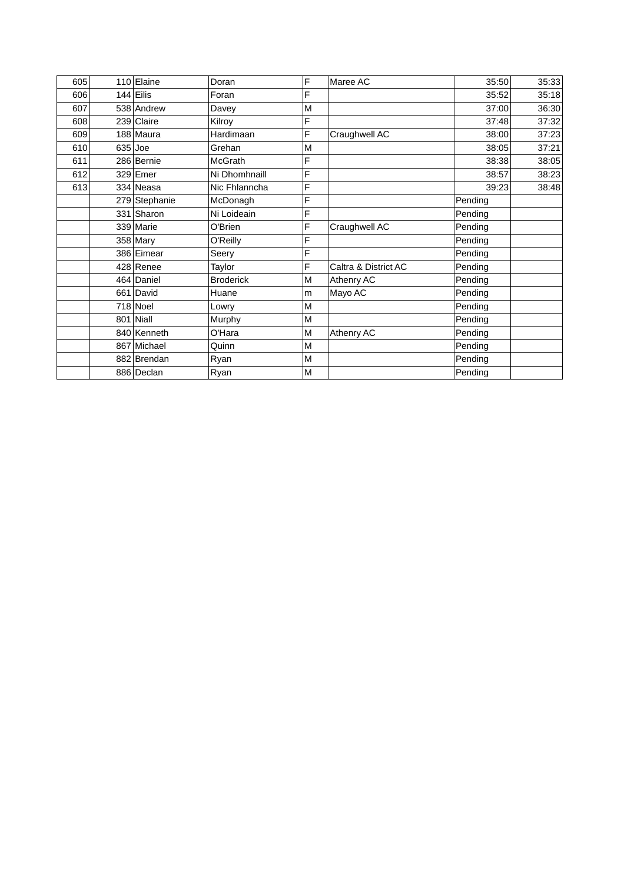| | | | | | | | |
|---|---|---|---|---|---|---|---|
| 605 | 110 | Elaine | Doran | F | Maree AC | 35:50 | 35:33 |
| 606 | 144 | Eilis | Foran | F | | 35:52 | 35:18 |
| 607 | 538 | Andrew | Davey | M | | 37:00 | 36:30 |
| 608 | 239 | Claire | Kilroy | F | | 37:48 | 37:32 |
| 609 | 188 | Maura | Hardimaan | F | Craughwell AC | 38:00 | 37:23 |
| 610 | 635 | Joe | Grehan | M | | 38:05 | 37:21 |
| 611 | 286 | Bernie | McGrath | F | | 38:38 | 38:05 |
| 612 | 329 | Emer | Ni Dhomhnaill | F | | 38:57 | 38:23 |
| 613 | 334 | Neasa | Nic Fhlanncha | F | | 39:23 | 38:48 |
| | 279 | Stephanie | McDonagh | F | | Pending | |
| | 331 | Sharon | Ni Loideain | F | | Pending | |
| | 339 | Marie | O'Brien | F | Craughwell AC | Pending | |
| | 358 | Mary | O'Reilly | F | | Pending | |
| | 386 | Eimear | Seery | F | | Pending | |
| | 428 | Renee | Taylor | F | Caltra & District AC | Pending | |
| | 464 | Daniel | Broderick | M | Athenry AC | Pending | |
| | 661 | David | Huane | m | Mayo AC | Pending | |
| | 718 | Noel | Lowry | M | | Pending | |
| | 801 | Niall | Murphy | M | | Pending | |
| | 840 | Kenneth | O'Hara | M | Athenry AC | Pending | |
| | 867 | Michael | Quinn | M | | Pending | |
| | 882 | Brendan | Ryan | M | | Pending | |
| | 886 | Declan | Ryan | M | | Pending | |